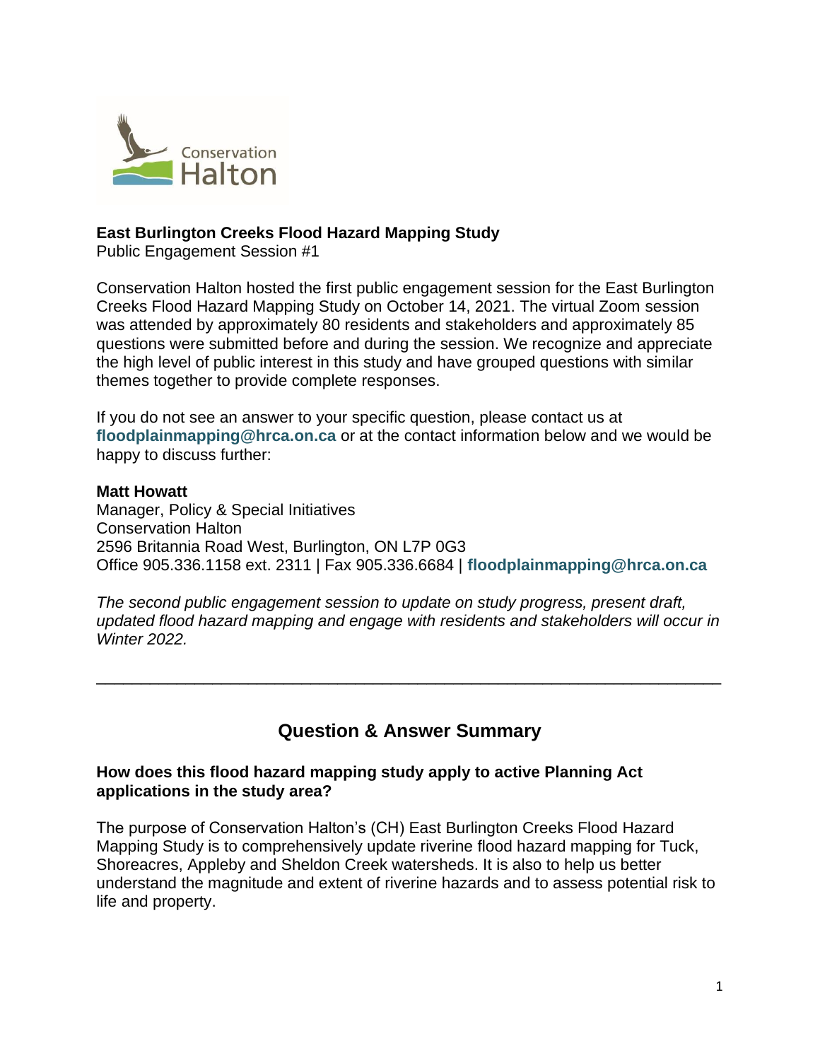**East Burlington Creeks Flood Hazard Mapping Study**
Public Engagement Session #1

Conservation Halton hosted the first public engagement session for the East Burlington Creeks Flood Hazard Mapping Study on October 14, 2021. The virtual Zoom session was attended by approximately 80 residents and stakeholders and approximately 85 questions were submitted before and during the session. We recognize and appreciate the high level of public interest in this study and have grouped questions with similar themes together to provide complete responses.

If you do not see an answer to your specific question, please contact us at **floodplainmapping@hrca.on.ca** or at the contact information below and we would be happy to discuss further:

**Matt Howatt**
Manager, Policy & Special Initiatives
Conservation Halton
2596 Britannia Road West, Burlington, ON L7P 0G3
Office 905.336.1158 ext. 2311 | Fax 905.336.6684 | **floodplainmapping@hrca.on.ca**

*The second public engagement session to update on study progress, present draft, updated flood hazard mapping and engage with residents and stakeholders will occur in Winter 2022.*

---

## Question & Answer Summary

### How does this flood hazard mapping study apply to active Planning Act applications in the study area?

The purpose of Conservation Halton's (CH) East Burlington Creeks Flood Hazard Mapping Study is to comprehensively update riverine flood hazard mapping for Tuck, Shoreacres, Appleby and Sheldon Creek watersheds. It is also to help us better understand the magnitude and extent of riverine hazards and to assess potential risk to life and property.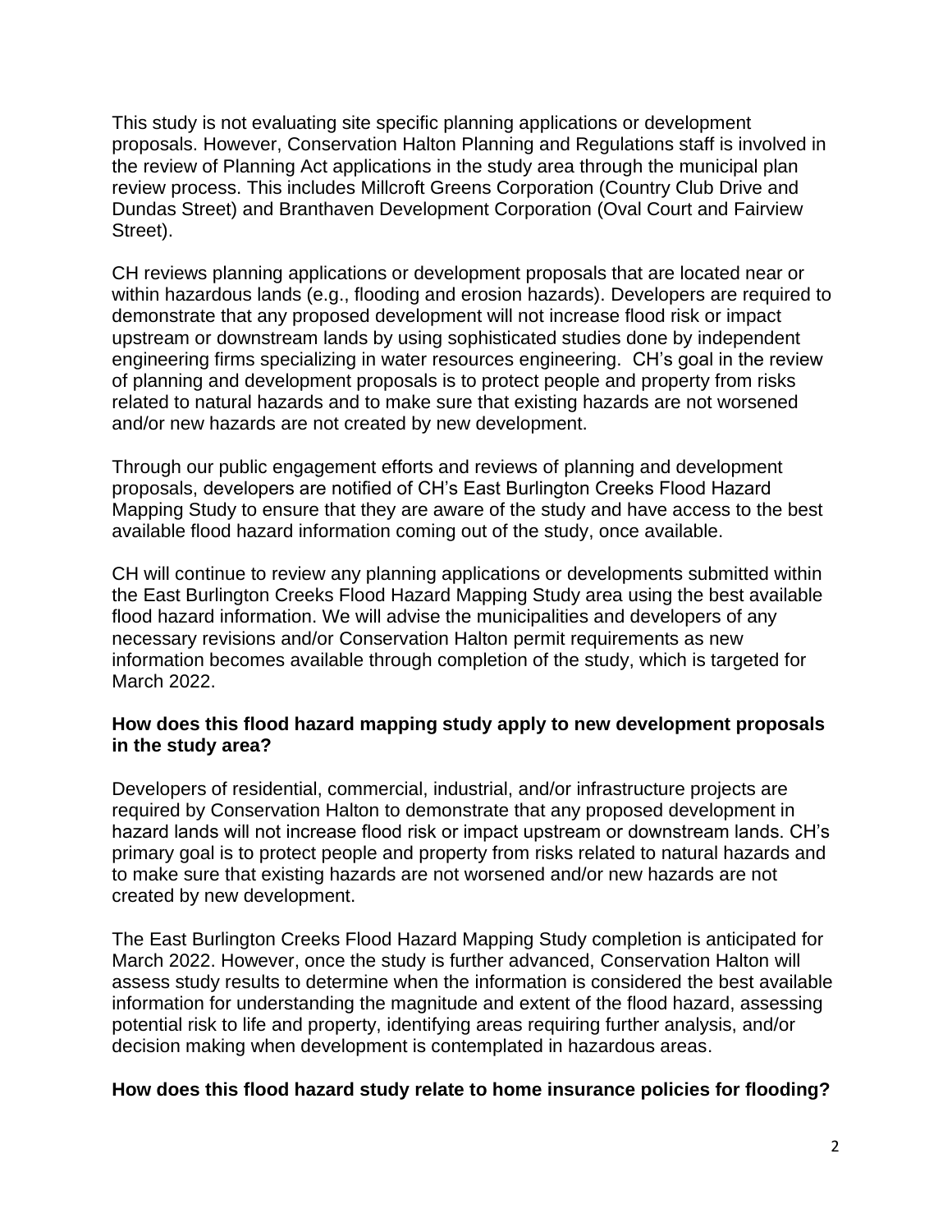This study is not evaluating site specific planning applications or development proposals. However, Conservation Halton Planning and Regulations staff is involved in the review of Planning Act applications in the study area through the municipal plan review process. This includes Millcroft Greens Corporation (Country Club Drive and Dundas Street) and Branthaven Development Corporation (Oval Court and Fairview Street).

CH reviews planning applications or development proposals that are located near or within hazardous lands (e.g., flooding and erosion hazards). Developers are required to demonstrate that any proposed development will not increase flood risk or impact upstream or downstream lands by using sophisticated studies done by independent engineering firms specializing in water resources engineering. CH's goal in the review of planning and development proposals is to protect people and property from risks related to natural hazards and to make sure that existing hazards are not worsened and/or new hazards are not created by new development.

Through our public engagement efforts and reviews of planning and development proposals, developers are notified of CH's East Burlington Creeks Flood Hazard Mapping Study to ensure that they are aware of the study and have access to the best available flood hazard information coming out of the study, once available.

CH will continue to review any planning applications or developments submitted within the East Burlington Creeks Flood Hazard Mapping Study area using the best available flood hazard information. We will advise the municipalities and developers of any necessary revisions and/or Conservation Halton permit requirements as new information becomes available through completion of the study, which is targeted for March 2022.

**How does this flood hazard mapping study apply to new development proposals in the study area?**

Developers of residential, commercial, industrial, and/or infrastructure projects are required by Conservation Halton to demonstrate that any proposed development in hazard lands will not increase flood risk or impact upstream or downstream lands. CH's primary goal is to protect people and property from risks related to natural hazards and to make sure that existing hazards are not worsened and/or new hazards are not created by new development.

The East Burlington Creeks Flood Hazard Mapping Study completion is anticipated for March 2022. However, once the study is further advanced, Conservation Halton will assess study results to determine when the information is considered the best available information for understanding the magnitude and extent of the flood hazard, assessing potential risk to life and property, identifying areas requiring further analysis, and/or decision making when development is contemplated in hazardous areas.

**How does this flood hazard study relate to home insurance policies for flooding?**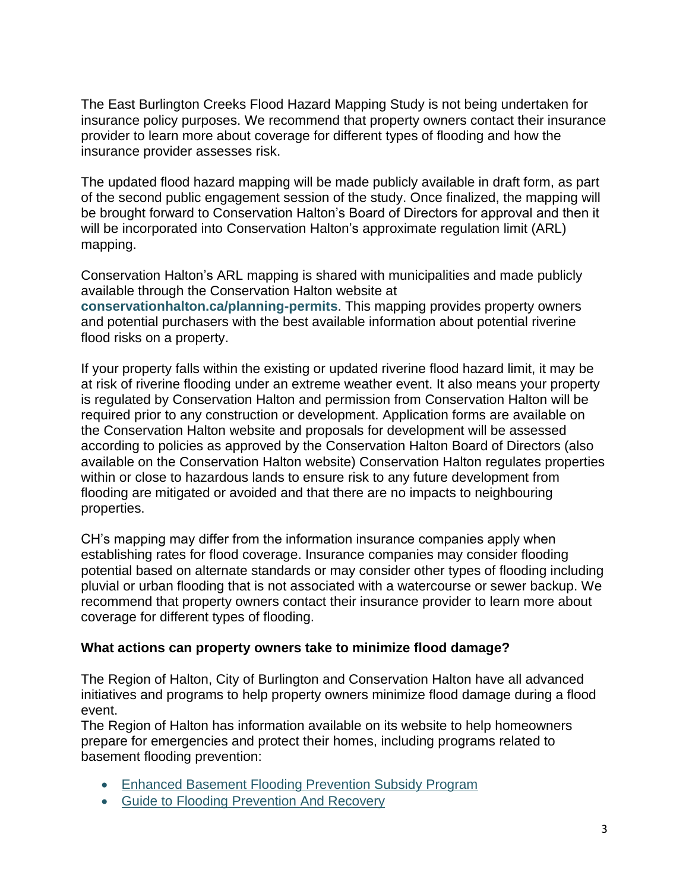The East Burlington Creeks Flood Hazard Mapping Study is not being undertaken for insurance policy purposes. We recommend that property owners contact their insurance provider to learn more about coverage for different types of flooding and how the insurance provider assesses risk.

The updated flood hazard mapping will be made publicly available in draft form, as part of the second public engagement session of the study. Once finalized, the mapping will be brought forward to Conservation Halton's Board of Directors for approval and then it will be incorporated into Conservation Halton's approximate regulation limit (ARL) mapping.

Conservation Halton's ARL mapping is shared with municipalities and made publicly available through the Conservation Halton website at **conservationhalton.ca/planning-permits**. This mapping provides property owners and potential purchasers with the best available information about potential riverine flood risks on a property.

If your property falls within the existing or updated riverine flood hazard limit, it may be at risk of riverine flooding under an extreme weather event. It also means your property is regulated by Conservation Halton and permission from Conservation Halton will be required prior to any construction or development. Application forms are available on the Conservation Halton website and proposals for development will be assessed according to policies as approved by the Conservation Halton Board of Directors (also available on the Conservation Halton website) Conservation Halton regulates properties within or close to hazardous lands to ensure risk to any future development from flooding are mitigated or avoided and that there are no impacts to neighbouring properties.

CH's mapping may differ from the information insurance companies apply when establishing rates for flood coverage. Insurance companies may consider flooding potential based on alternate standards or may consider other types of flooding including pluvial or urban flooding that is not associated with a watercourse or sewer backup. We recommend that property owners contact their insurance provider to learn more about coverage for different types of flooding.

**What actions can property owners take to minimize flood damage?**

The Region of Halton, City of Burlington and Conservation Halton have all advanced initiatives and programs to help property owners minimize flood damage during a flood event.

The Region of Halton has information available on its website to help homeowners prepare for emergencies and protect their homes, including programs related to basement flooding prevention:

- Enhanced Basement Flooding Prevention Subsidy Program
- Guide to Flooding Prevention And Recovery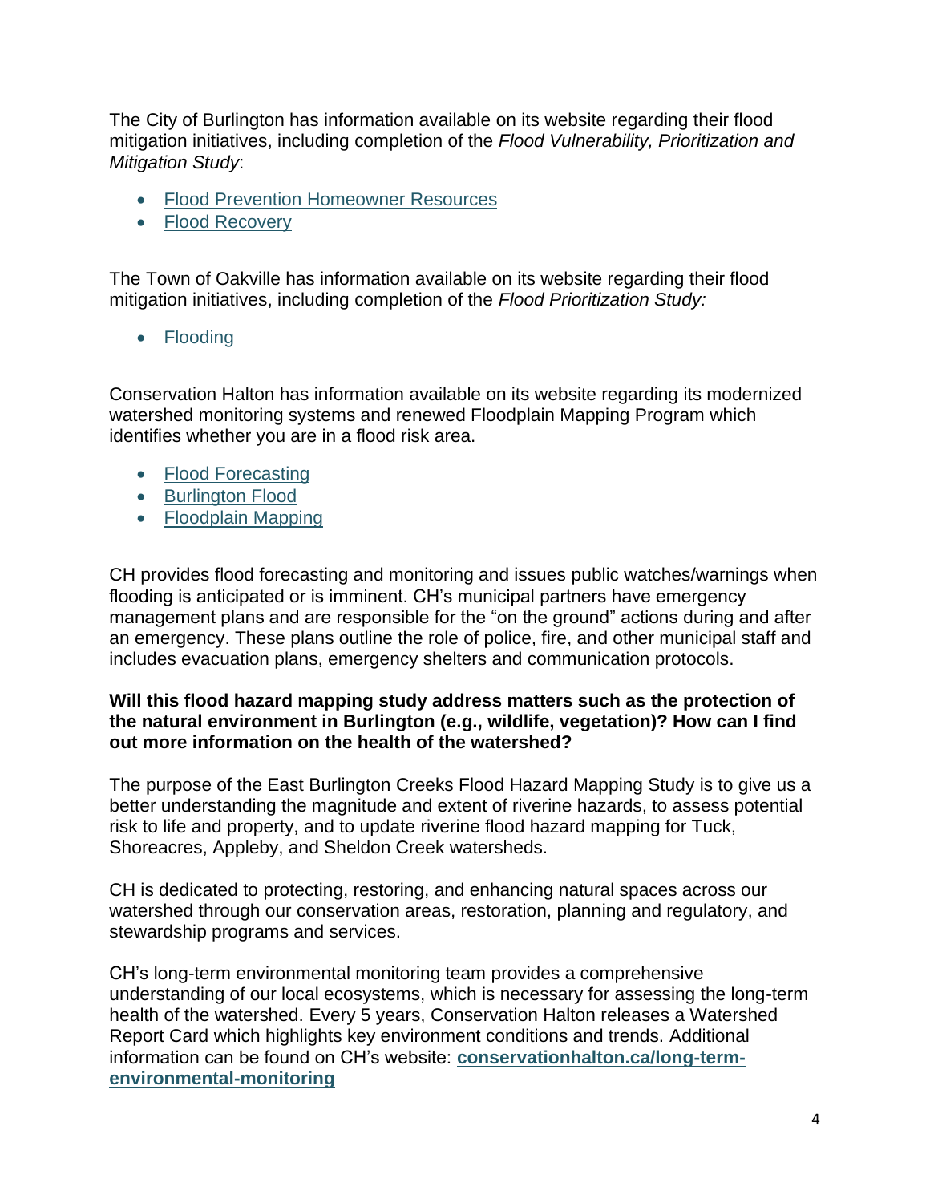The City of Burlington has information available on its website regarding their flood mitigation initiatives, including completion of the *Flood Vulnerability, Prioritization and Mitigation Study*:

- Flood Prevention Homeowner Resources
- Flood Recovery

The Town of Oakville has information available on its website regarding their flood mitigation initiatives, including completion of the *Flood Prioritization Study:*

- Flooding

Conservation Halton has information available on its website regarding its modernized watershed monitoring systems and renewed Floodplain Mapping Program which identifies whether you are in a flood risk area.

- Flood Forecasting
- Burlington Flood
- Floodplain Mapping

CH provides flood forecasting and monitoring and issues public watches/warnings when flooding is anticipated or is imminent. CH's municipal partners have emergency management plans and are responsible for the "on the ground" actions during and after an emergency. These plans outline the role of police, fire, and other municipal staff and includes evacuation plans, emergency shelters and communication protocols.

**Will this flood hazard mapping study address matters such as the protection of the natural environment in Burlington (e.g., wildlife, vegetation)? How can I find out more information on the health of the watershed?**

The purpose of the East Burlington Creeks Flood Hazard Mapping Study is to give us a better understanding the magnitude and extent of riverine hazards, to assess potential risk to life and property, and to update riverine flood hazard mapping for Tuck, Shoreacres, Appleby, and Sheldon Creek watersheds.

CH is dedicated to protecting, restoring, and enhancing natural spaces across our watershed through our conservation areas, restoration, planning and regulatory, and stewardship programs and services.

CH's long-term environmental monitoring team provides a comprehensive understanding of our local ecosystems, which is necessary for assessing the long-term health of the watershed. Every 5 years, Conservation Halton releases a Watershed Report Card which highlights key environment conditions and trends. Additional information can be found on CH's website: **conservationhalton.ca/long-term-environmental-monitoring**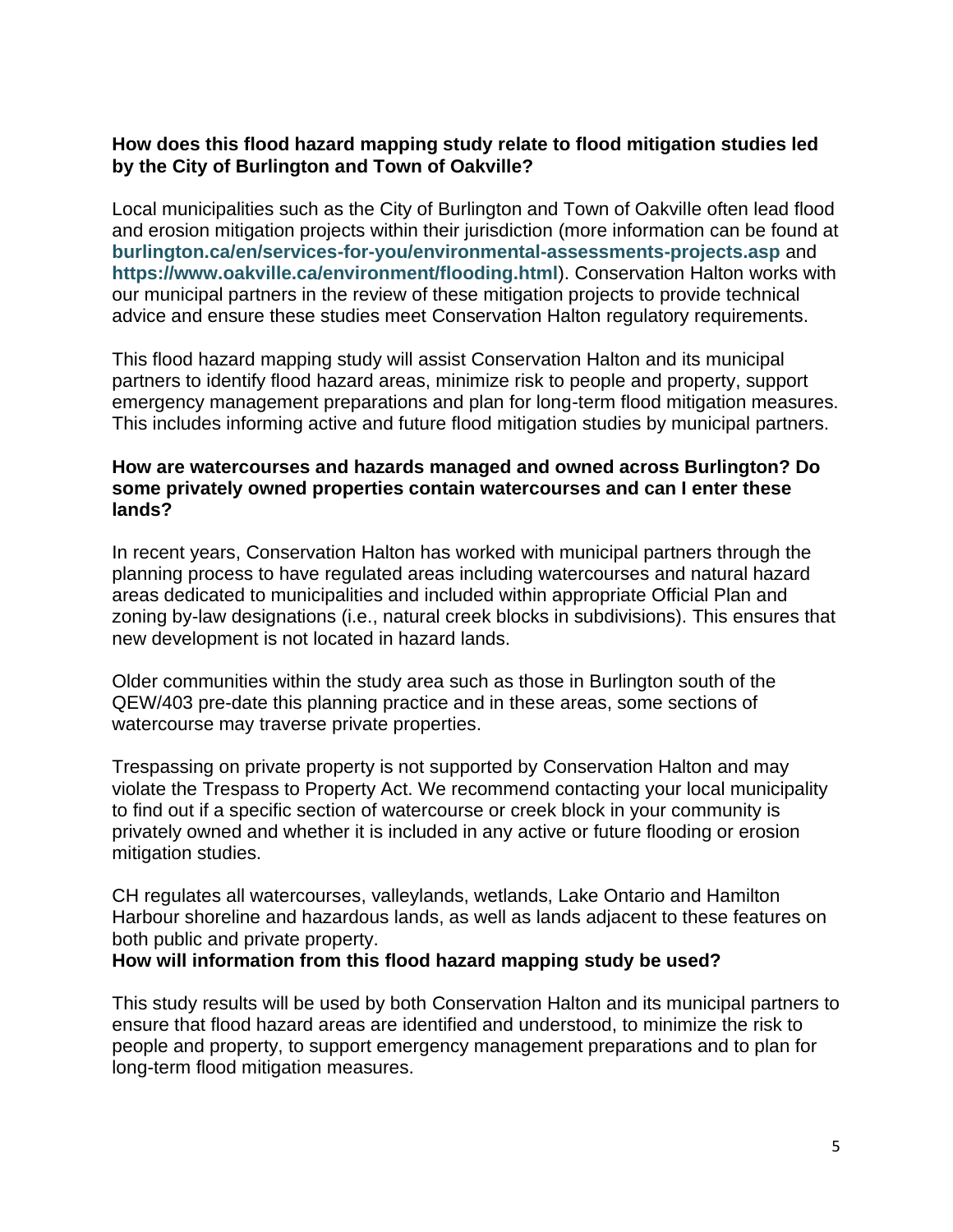**How does this flood hazard mapping study relate to flood mitigation studies led by the City of Burlington and Town of Oakville?**

Local municipalities such as the City of Burlington and Town of Oakville often lead flood and erosion mitigation projects within their jurisdiction (more information can be found at **burlington.ca/en/services-for-you/environmental-assessments-projects.asp** and **https://www.oakville.ca/environment/flooding.html**). Conservation Halton works with our municipal partners in the review of these mitigation projects to provide technical advice and ensure these studies meet Conservation Halton regulatory requirements.

This flood hazard mapping study will assist Conservation Halton and its municipal partners to identify flood hazard areas, minimize risk to people and property, support emergency management preparations and plan for long-term flood mitigation measures. This includes informing active and future flood mitigation studies by municipal partners.

**How are watercourses and hazards managed and owned across Burlington? Do some privately owned properties contain watercourses and can I enter these lands?**

In recent years, Conservation Halton has worked with municipal partners through the planning process to have regulated areas including watercourses and natural hazard areas dedicated to municipalities and included within appropriate Official Plan and zoning by-law designations (i.e., natural creek blocks in subdivisions). This ensures that new development is not located in hazard lands.

Older communities within the study area such as those in Burlington south of the QEW/403 pre-date this planning practice and in these areas, some sections of watercourse may traverse private properties.

Trespassing on private property is not supported by Conservation Halton and may violate the Trespass to Property Act. We recommend contacting your local municipality to find out if a specific section of watercourse or creek block in your community is privately owned and whether it is included in any active or future flooding or erosion mitigation studies.

CH regulates all watercourses, valleylands, wetlands, Lake Ontario and Hamilton Harbour shoreline and hazardous lands, as well as lands adjacent to these features on both public and private property.

**How will information from this flood hazard mapping study be used?**

This study results will be used by both Conservation Halton and its municipal partners to ensure that flood hazard areas are identified and understood, to minimize the risk to people and property, to support emergency management preparations and to plan for long-term flood mitigation measures.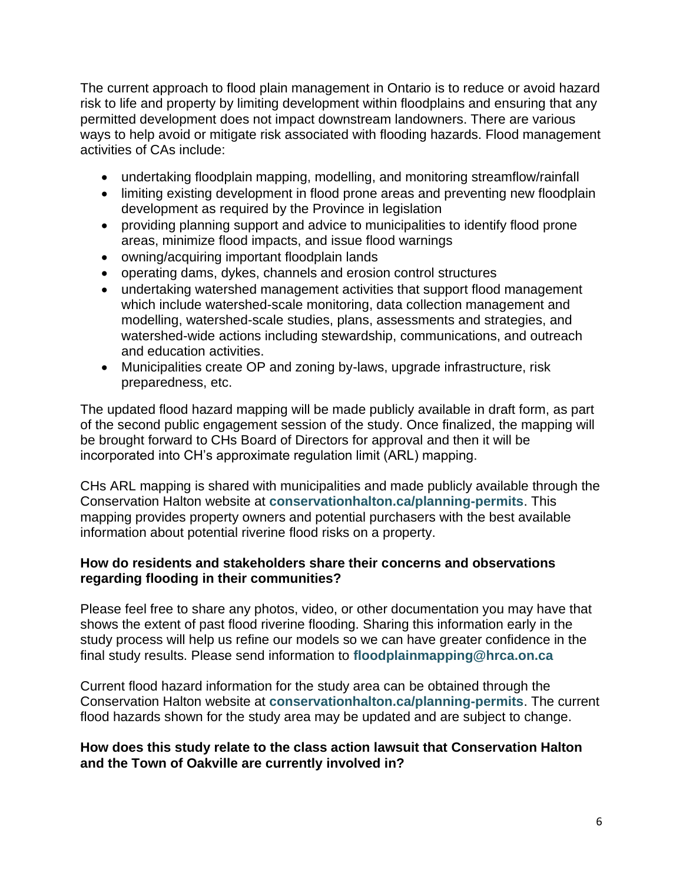The current approach to flood plain management in Ontario is to reduce or avoid hazard risk to life and property by limiting development within floodplains and ensuring that any permitted development does not impact downstream landowners. There are various ways to help avoid or mitigate risk associated with flooding hazards. Flood management activities of CAs include:

- undertaking floodplain mapping, modelling, and monitoring streamflow/rainfall
- limiting existing development in flood prone areas and preventing new floodplain development as required by the Province in legislation
- providing planning support and advice to municipalities to identify flood prone areas, minimize flood impacts, and issue flood warnings
- owning/acquiring important floodplain lands
- operating dams, dykes, channels and erosion control structures
- undertaking watershed management activities that support flood management which include watershed-scale monitoring, data collection management and modelling, watershed-scale studies, plans, assessments and strategies, and watershed-wide actions including stewardship, communications, and outreach and education activities.
- Municipalities create OP and zoning by-laws, upgrade infrastructure, risk preparedness, etc.

The updated flood hazard mapping will be made publicly available in draft form, as part of the second public engagement session of the study. Once finalized, the mapping will be brought forward to CHs Board of Directors for approval and then it will be incorporated into CH's approximate regulation limit (ARL) mapping.

CHs ARL mapping is shared with municipalities and made publicly available through the Conservation Halton website at **conservationhalton.ca/planning-permits**. This mapping provides property owners and potential purchasers with the best available information about potential riverine flood risks on a property.

**How do residents and stakeholders share their concerns and observations regarding flooding in their communities?**

Please feel free to share any photos, video, or other documentation you may have that shows the extent of past flood riverine flooding. Sharing this information early in the study process will help us refine our models so we can have greater confidence in the final study results. Please send information to **floodplainmapping@hrca.on.ca**

Current flood hazard information for the study area can be obtained through the Conservation Halton website at **conservationhalton.ca/planning-permits**. The current flood hazards shown for the study area may be updated and are subject to change.

**How does this study relate to the class action lawsuit that Conservation Halton and the Town of Oakville are currently involved in?**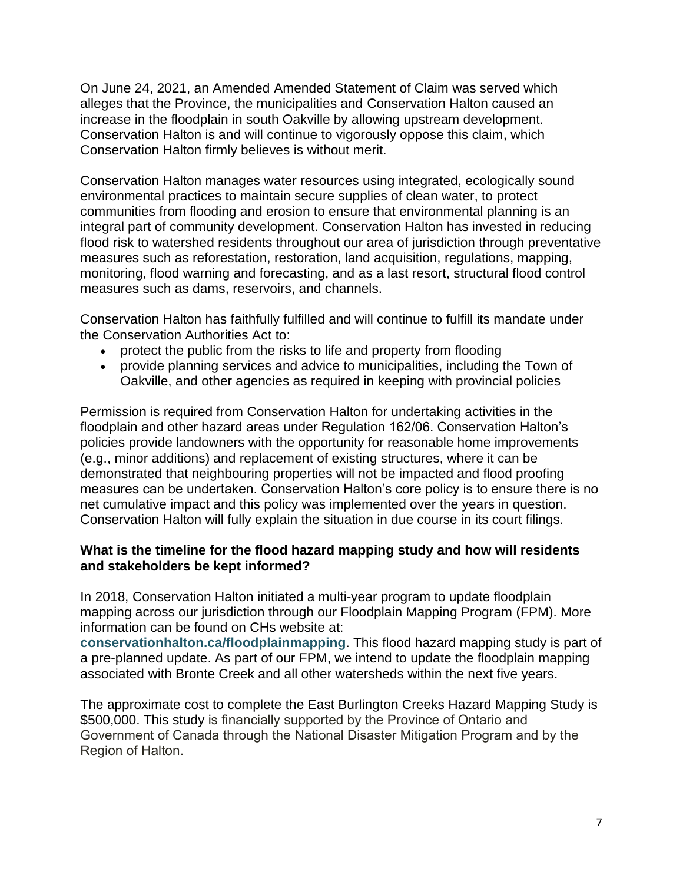On June 24, 2021, an Amended Amended Statement of Claim was served which alleges that the Province, the municipalities and Conservation Halton caused an increase in the floodplain in south Oakville by allowing upstream development. Conservation Halton is and will continue to vigorously oppose this claim, which Conservation Halton firmly believes is without merit.

Conservation Halton manages water resources using integrated, ecologically sound environmental practices to maintain secure supplies of clean water, to protect communities from flooding and erosion to ensure that environmental planning is an integral part of community development. Conservation Halton has invested in reducing flood risk to watershed residents throughout our area of jurisdiction through preventative measures such as reforestation, restoration, land acquisition, regulations, mapping, monitoring, flood warning and forecasting, and as a last resort, structural flood control measures such as dams, reservoirs, and channels.

Conservation Halton has faithfully fulfilled and will continue to fulfill its mandate under the Conservation Authorities Act to:

- protect the public from the risks to life and property from flooding
- provide planning services and advice to municipalities, including the Town of Oakville, and other agencies as required in keeping with provincial policies

Permission is required from Conservation Halton for undertaking activities in the floodplain and other hazard areas under Regulation 162/06. Conservation Halton's policies provide landowners with the opportunity for reasonable home improvements (e.g., minor additions) and replacement of existing structures, where it can be demonstrated that neighbouring properties will not be impacted and flood proofing measures can be undertaken. Conservation Halton's core policy is to ensure there is no net cumulative impact and this policy was implemented over the years in question. Conservation Halton will fully explain the situation in due course in its court filings.

**What is the timeline for the flood hazard mapping study and how will residents and stakeholders be kept informed?**

In 2018, Conservation Halton initiated a multi-year program to update floodplain mapping across our jurisdiction through our Floodplain Mapping Program (FPM). More information can be found on CHs website at: **conservationhalton.ca/floodplainmapping**. This flood hazard mapping study is part of a pre-planned update. As part of our FPM, we intend to update the floodplain mapping associated with Bronte Creek and all other watersheds within the next five years.

The approximate cost to complete the East Burlington Creeks Hazard Mapping Study is \$500,000. This study is financially supported by the Province of Ontario and Government of Canada through the National Disaster Mitigation Program and by the Region of Halton.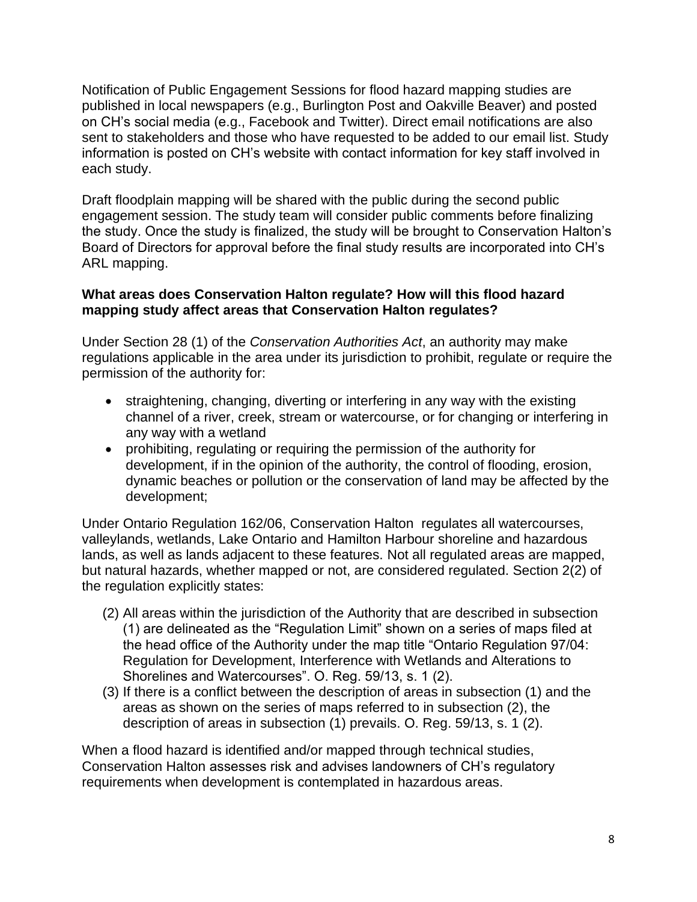Notification of Public Engagement Sessions for flood hazard mapping studies are published in local newspapers (e.g., Burlington Post and Oakville Beaver) and posted on CH's social media (e.g., Facebook and Twitter). Direct email notifications are also sent to stakeholders and those who have requested to be added to our email list. Study information is posted on CH's website with contact information for key staff involved in each study.

Draft floodplain mapping will be shared with the public during the second public engagement session. The study team will consider public comments before finalizing the study. Once the study is finalized, the study will be brought to Conservation Halton's Board of Directors for approval before the final study results are incorporated into CH's ARL mapping.

**What areas does Conservation Halton regulate? How will this flood hazard mapping study affect areas that Conservation Halton regulates?**

Under Section 28 (1) of the *Conservation Authorities Act*, an authority may make regulations applicable in the area under its jurisdiction to prohibit, regulate or require the permission of the authority for:

- straightening, changing, diverting or interfering in any way with the existing channel of a river, creek, stream or watercourse, or for changing or interfering in any way with a wetland
- prohibiting, regulating or requiring the permission of the authority for development, if in the opinion of the authority, the control of flooding, erosion, dynamic beaches or pollution or the conservation of land may be affected by the development;

Under Ontario Regulation 162/06, Conservation Halton regulates all watercourses, valleylands, wetlands, Lake Ontario and Hamilton Harbour shoreline and hazardous lands, as well as lands adjacent to these features. Not all regulated areas are mapped, but natural hazards, whether mapped or not, are considered regulated. Section 2(2) of the regulation explicitly states:

(2) All areas within the jurisdiction of the Authority that are described in subsection (1) are delineated as the "Regulation Limit" shown on a series of maps filed at the head office of the Authority under the map title "Ontario Regulation 97/04: Regulation for Development, Interference with Wetlands and Alterations to Shorelines and Watercourses". O. Reg. 59/13, s. 1 (2).

(3) If there is a conflict between the description of areas in subsection (1) and the areas as shown on the series of maps referred to in subsection (2), the description of areas in subsection (1) prevails. O. Reg. 59/13, s. 1 (2).

When a flood hazard is identified and/or mapped through technical studies, Conservation Halton assesses risk and advises landowners of CH's regulatory requirements when development is contemplated in hazardous areas.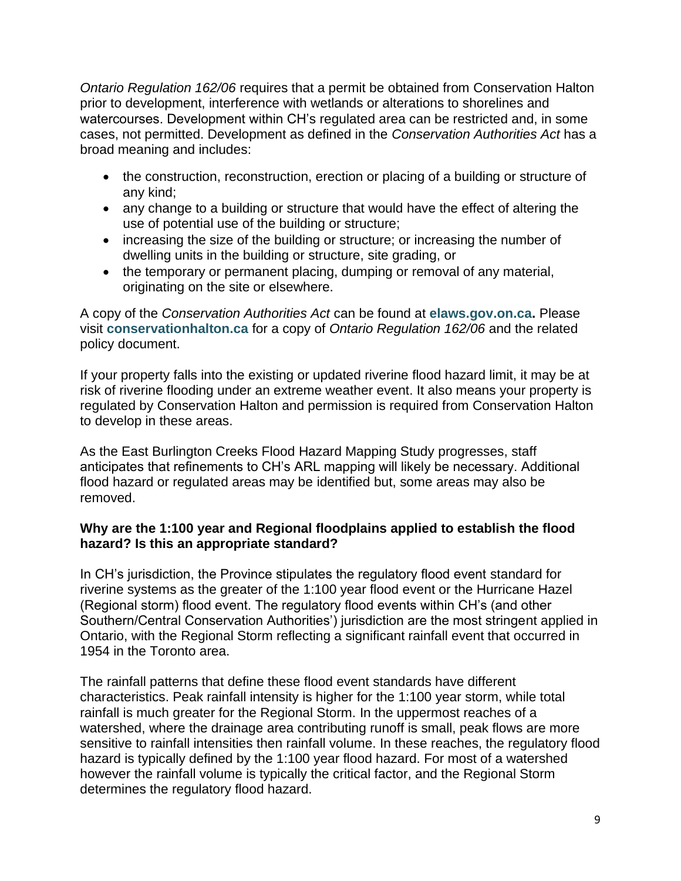*Ontario Regulation 162/06* requires that a permit be obtained from Conservation Halton prior to development, interference with wetlands or alterations to shorelines and watercourses. Development within CH's regulated area can be restricted and, in some cases, not permitted. Development as defined in the *Conservation Authorities Act* has a broad meaning and includes:

- the construction, reconstruction, erection or placing of a building or structure of any kind;
- any change to a building or structure that would have the effect of altering the use of potential use of the building or structure;
- increasing the size of the building or structure; or increasing the number of dwelling units in the building or structure, site grading, or
- the temporary or permanent placing, dumping or removal of any material, originating on the site or elsewhere.

A copy of the *Conservation Authorities Act* can be found at **elaws.gov.on.ca.** Please visit **conservationhalton.ca** for a copy of *Ontario Regulation 162/06* and the related policy document.

If your property falls into the existing or updated riverine flood hazard limit, it may be at risk of riverine flooding under an extreme weather event. It also means your property is regulated by Conservation Halton and permission is required from Conservation Halton to develop in these areas.

As the East Burlington Creeks Flood Hazard Mapping Study progresses, staff anticipates that refinements to CH's ARL mapping will likely be necessary. Additional flood hazard or regulated areas may be identified but, some areas may also be removed.

**Why are the 1:100 year and Regional floodplains applied to establish the flood hazard? Is this an appropriate standard?**

In CH's jurisdiction, the Province stipulates the regulatory flood event standard for riverine systems as the greater of the 1:100 year flood event or the Hurricane Hazel (Regional storm) flood event. The regulatory flood events within CH's (and other Southern/Central Conservation Authorities') jurisdiction are the most stringent applied in Ontario, with the Regional Storm reflecting a significant rainfall event that occurred in 1954 in the Toronto area.

The rainfall patterns that define these flood event standards have different characteristics. Peak rainfall intensity is higher for the 1:100 year storm, while total rainfall is much greater for the Regional Storm. In the uppermost reaches of a watershed, where the drainage area contributing runoff is small, peak flows are more sensitive to rainfall intensities then rainfall volume. In these reaches, the regulatory flood hazard is typically defined by the 1:100 year flood hazard. For most of a watershed however the rainfall volume is typically the critical factor, and the Regional Storm determines the regulatory flood hazard.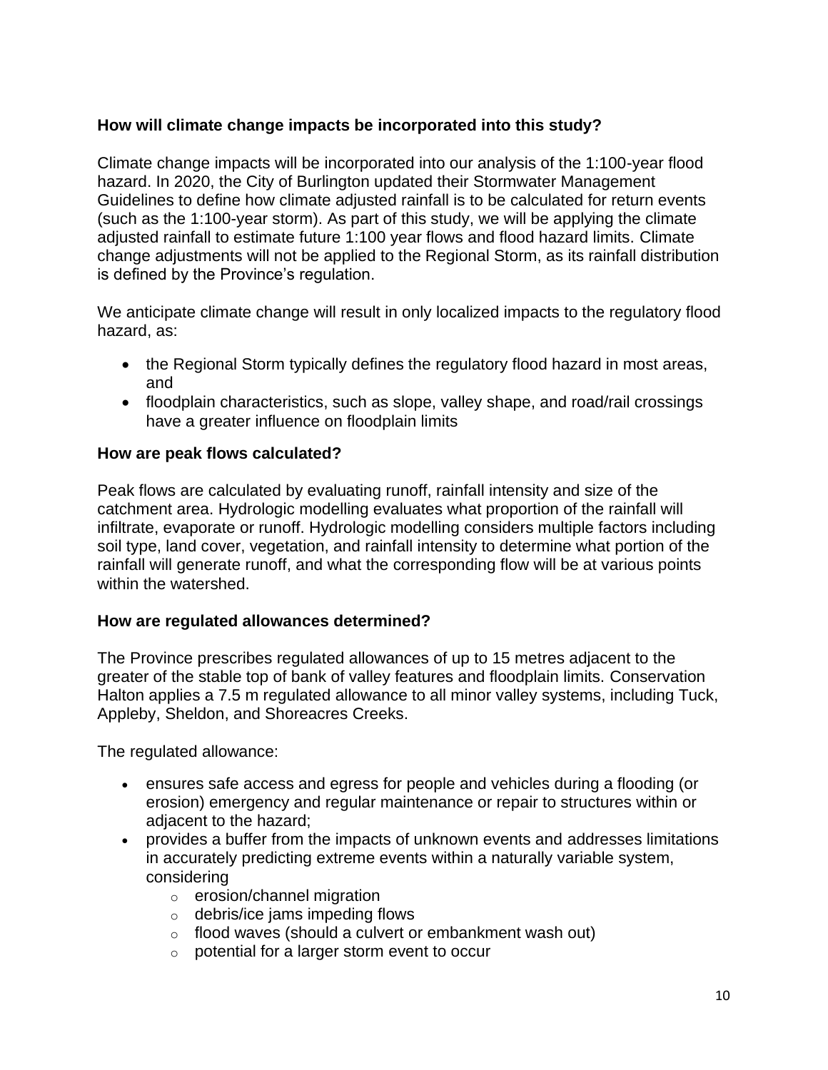**How will climate change impacts be incorporated into this study?**

Climate change impacts will be incorporated into our analysis of the 1:100-year flood hazard. In 2020, the City of Burlington updated their Stormwater Management Guidelines to define how climate adjusted rainfall is to be calculated for return events (such as the 1:100-year storm). As part of this study, we will be applying the climate adjusted rainfall to estimate future 1:100 year flows and flood hazard limits. Climate change adjustments will not be applied to the Regional Storm, as its rainfall distribution is defined by the Province's regulation.

We anticipate climate change will result in only localized impacts to the regulatory flood hazard, as:

- the Regional Storm typically defines the regulatory flood hazard in most areas, and
- floodplain characteristics, such as slope, valley shape, and road/rail crossings have a greater influence on floodplain limits

**How are peak flows calculated?**

Peak flows are calculated by evaluating runoff, rainfall intensity and size of the catchment area. Hydrologic modelling evaluates what proportion of the rainfall will infiltrate, evaporate or runoff. Hydrologic modelling considers multiple factors including soil type, land cover, vegetation, and rainfall intensity to determine what portion of the rainfall will generate runoff, and what the corresponding flow will be at various points within the watershed.

**How are regulated allowances determined?**

The Province prescribes regulated allowances of up to 15 metres adjacent to the greater of the stable top of bank of valley features and floodplain limits. Conservation Halton applies a 7.5 m regulated allowance to all minor valley systems, including Tuck, Appleby, Sheldon, and Shoreacres Creeks.

The regulated allowance:

- ensures safe access and egress for people and vehicles during a flooding (or erosion) emergency and regular maintenance or repair to structures within or adjacent to the hazard;
- provides a buffer from the impacts of unknown events and addresses limitations in accurately predicting extreme events within a naturally variable system, considering
  - erosion/channel migration
  - debris/ice jams impeding flows
  - flood waves (should a culvert or embankment wash out)
  - potential for a larger storm event to occur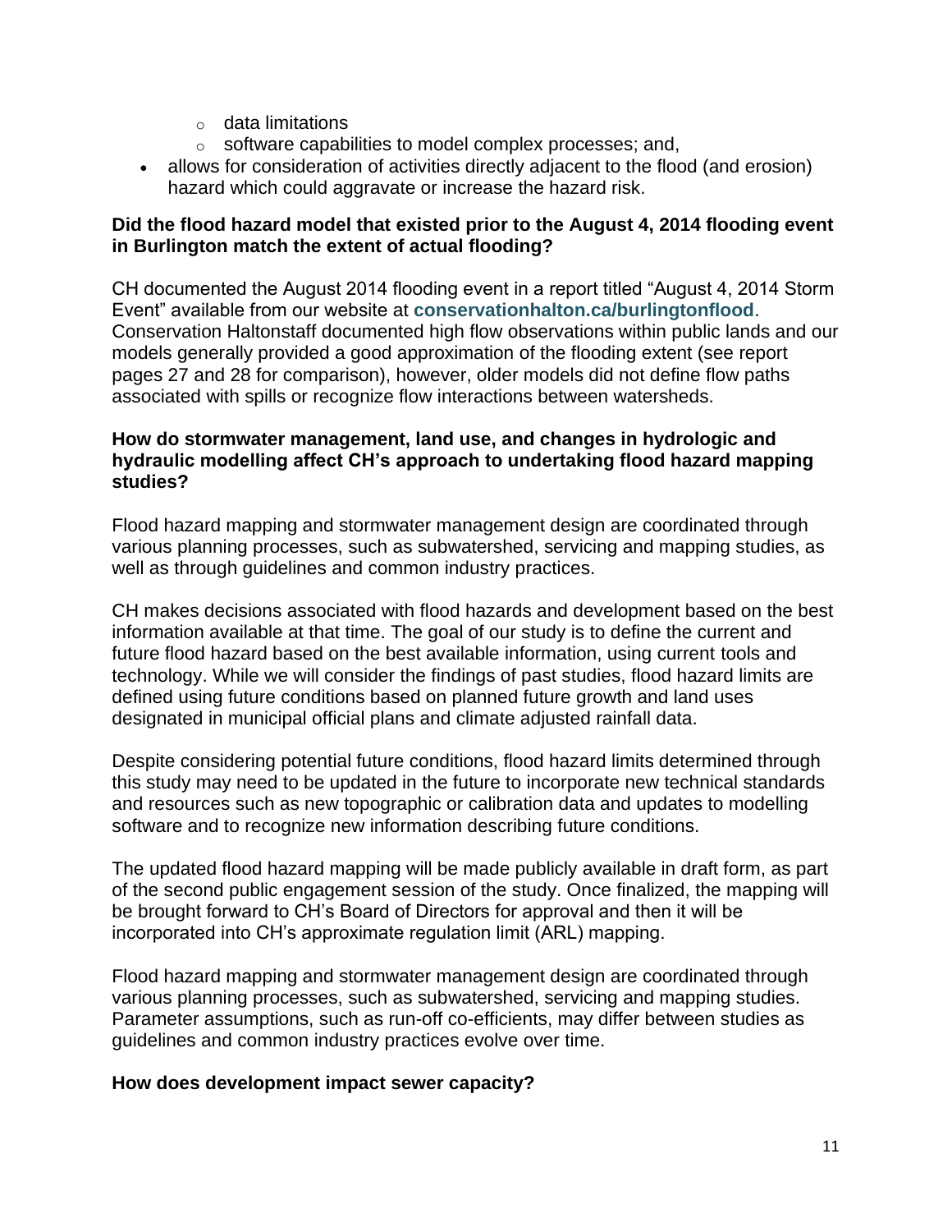- data limitations
    - software capabilities to model complex processes; and,
- allows for consideration of activities directly adjacent to the flood (and erosion) hazard which could aggravate or increase the hazard risk.

**Did the flood hazard model that existed prior to the August 4, 2014 flooding event in Burlington match the extent of actual flooding?**

CH documented the August 2014 flooding event in a report titled "August 4, 2014 Storm Event" available from our website at **conservationhalton.ca/burlingtonflood**. Conservation Haltonstaff documented high flow observations within public lands and our models generally provided a good approximation of the flooding extent (see report pages 27 and 28 for comparison), however, older models did not define flow paths associated with spills or recognize flow interactions between watersheds.

**How do stormwater management, land use, and changes in hydrologic and hydraulic modelling affect CH's approach to undertaking flood hazard mapping studies?**

Flood hazard mapping and stormwater management design are coordinated through various planning processes, such as subwatershed, servicing and mapping studies, as well as through guidelines and common industry practices.

CH makes decisions associated with flood hazards and development based on the best information available at that time. The goal of our study is to define the current and future flood hazard based on the best available information, using current tools and technology. While we will consider the findings of past studies, flood hazard limits are defined using future conditions based on planned future growth and land uses designated in municipal official plans and climate adjusted rainfall data.

Despite considering potential future conditions, flood hazard limits determined through this study may need to be updated in the future to incorporate new technical standards and resources such as new topographic or calibration data and updates to modelling software and to recognize new information describing future conditions.

The updated flood hazard mapping will be made publicly available in draft form, as part of the second public engagement session of the study. Once finalized, the mapping will be brought forward to CH's Board of Directors for approval and then it will be incorporated into CH's approximate regulation limit (ARL) mapping.

Flood hazard mapping and stormwater management design are coordinated through various planning processes, such as subwatershed, servicing and mapping studies. Parameter assumptions, such as run-off co-efficients, may differ between studies as guidelines and common industry practices evolve over time.

**How does development impact sewer capacity?**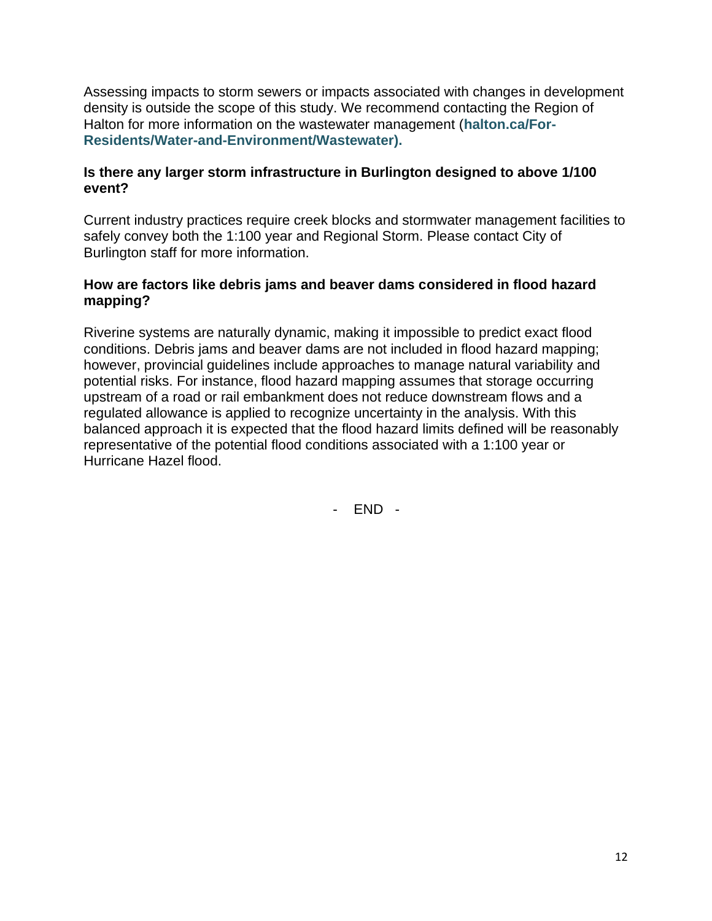Assessing impacts to storm sewers or impacts associated with changes in development density is outside the scope of this study. We recommend contacting the Region of Halton for more information on the wastewater management (**halton.ca/For-Residents/Water-and-Environment/Wastewater).**

**Is there any larger storm infrastructure in Burlington designed to above 1/100 event?**

Current industry practices require creek blocks and stormwater management facilities to safely convey both the 1:100 year and Regional Storm. Please contact City of Burlington staff for more information.

**How are factors like debris jams and beaver dams considered in flood hazard mapping?**

Riverine systems are naturally dynamic, making it impossible to predict exact flood conditions. Debris jams and beaver dams are not included in flood hazard mapping; however, provincial guidelines include approaches to manage natural variability and potential risks. For instance, flood hazard mapping assumes that storage occurring upstream of a road or rail embankment does not reduce downstream flows and a regulated allowance is applied to recognize uncertainty in the analysis. With this balanced approach it is expected that the flood hazard limits defined will be reasonably representative of the potential flood conditions associated with a 1:100 year or Hurricane Hazel flood.

\- END -